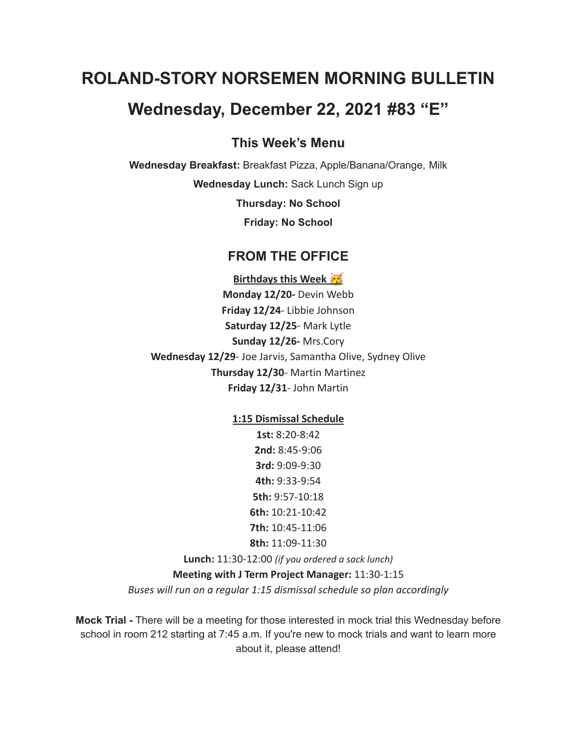# ROLAND-STORY NORSEMEN MORNING BULLETIN

# Wednesday, December 22, 2021 #83 "E"

## This Week's Menu

**Wednesday Breakfast:** Breakfast Pizza, Apple/Banana/Orange, Milk

**Wednesday Lunch:** Sack Lunch Sign up

**Thursday: No School**

**Friday: No School**

## FROM THE OFFICE

**Birthdays this Week** 🥳

**Monday 12/20-** Devin Webb
**Friday 12/24**- Libbie Johnson
**Saturday 12/25**- Mark Lytle
**Sunday 12/26-** Mrs.Cory
**Wednesday 12/29**- Joe Jarvis, Samantha Olive, Sydney Olive
**Thursday 12/30**- Martin Martinez
**Friday 12/31**- John Martin

**1:15 Dismissal Schedule**

**1st:** 8:20-8:42
**2nd:** 8:45-9:06
**3rd:** 9:09-9:30
**4th:** 9:33-9:54
**5th:** 9:57-10:18
**6th:** 10:21-10:42
**7th:** 10:45-11:06
**8th:** 11:09-11:30
**Lunch:** 11:30-12:00 *(if you ordered a sack lunch)*
**Meeting with J Term Project Manager:** 11:30-1:15
*Buses will run on a regular 1:15 dismissal schedule so plan accordingly*

**Mock Trial -** There will be a meeting for those interested in mock trial this Wednesday before school in room 212 starting at 7:45 a.m. If you're new to mock trials and want to learn more about it, please attend!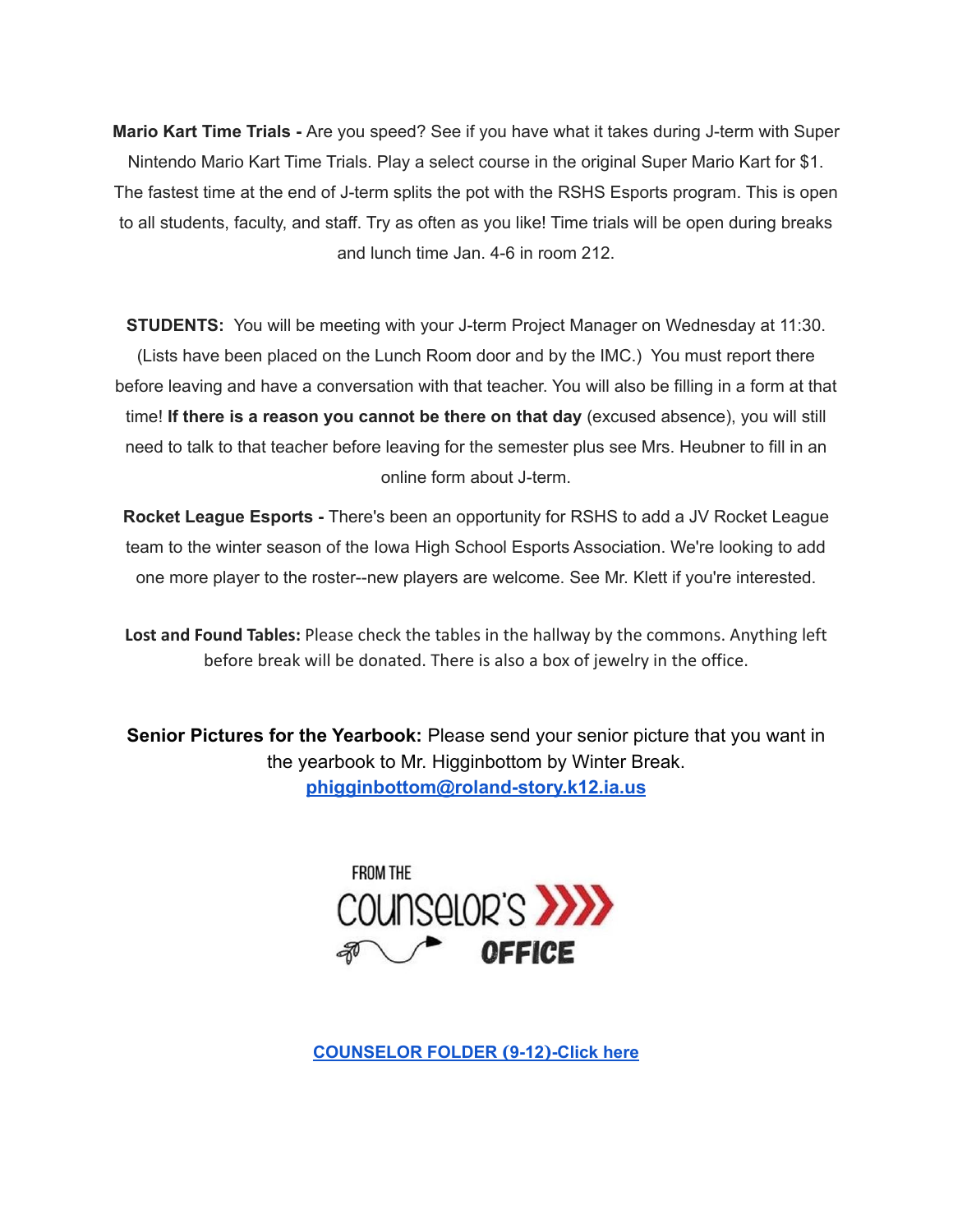**Mario Kart Time Trials -** Are you speed? See if you have what it takes during J-term with Super Nintendo Mario Kart Time Trials. Play a select course in the original Super Mario Kart for $1. The fastest time at the end of J-term splits the pot with the RSHS Esports program. This is open to all students, faculty, and staff. Try as often as you like! Time trials will be open during breaks and lunch time Jan. 4-6 in room 212.

**STUDENTS:** You will be meeting with your J-term Project Manager on Wednesday at 11:30. (Lists have been placed on the Lunch Room door and by the IMC.) You must report there before leaving and have a conversation with that teacher. You will also be filling in a form at that time! **If there is a reason you cannot be there on that day** (excused absence), you will still need to talk to that teacher before leaving for the semester plus see Mrs. Heubner to fill in an online form about J-term.

**Rocket League Esports -** There's been an opportunity for RSHS to add a JV Rocket League team to the winter season of the Iowa High School Esports Association. We're looking to add one more player to the roster--new players are welcome. See Mr. Klett if you're interested.

**Lost and Found Tables:** Please check the tables in the hallway by the commons. Anything left before break will be donated. There is also a box of jewelry in the office.

**Senior Pictures for the Yearbook:** Please send your senior picture that you want in the yearbook to Mr. Higginbottom by Winter Break.
[phigginbottom@roland-story.k12.ia.us](mailto:phigginbottom@roland-story.k12.ia.us)

FROM THE COUNSELOR'S OFFICE

**COUNSELOR FOLDER (9-12)-Click here**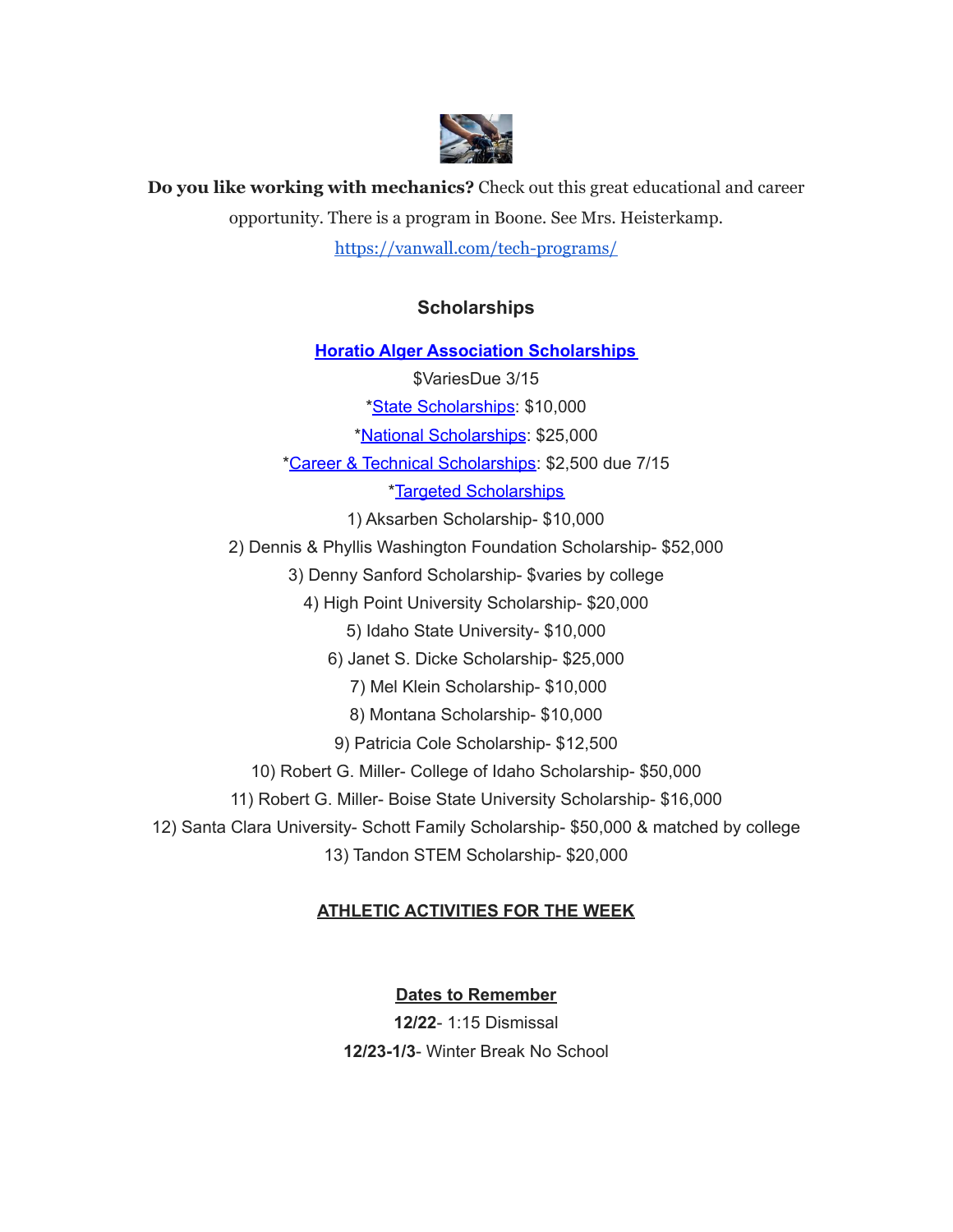**Do you like working with mechanics?** Check out this great educational and career opportunity. There is a program in Boone. See Mrs. Heisterkamp.

https://vanwall.com/tech-programs/

## Scholarships

**Horatio Alger Association Scholarships**

$VariesDue 3/15

*State Scholarships: $10,000

*National Scholarships: $25,000

*Career & Technical Scholarships: $2,500 due 7/15

*Targeted Scholarships

1) Aksarben Scholarship- $10,000
2) Dennis & Phyllis Washington Foundation Scholarship- $52,000
3) Denny Sanford Scholarship- $varies by college
4) High Point University Scholarship- $20,000
5) Idaho State University- $10,000
6) Janet S. Dicke Scholarship- $25,000
7) Mel Klein Scholarship- $10,000
8) Montana Scholarship- $10,000
9) Patricia Cole Scholarship- $12,500
10) Robert G. Miller- College of Idaho Scholarship- $50,000
11) Robert G. Miller- Boise State University Scholarship- $16,000
12) Santa Clara University- Schott Family Scholarship- $50,000 & matched by college
13) Tandon STEM Scholarship- $20,000

**ATHLETIC ACTIVITIES FOR THE WEEK**

**Dates to Remember**

**12/22**- 1:15 Dismissal

**12/23-1/3**- Winter Break No School